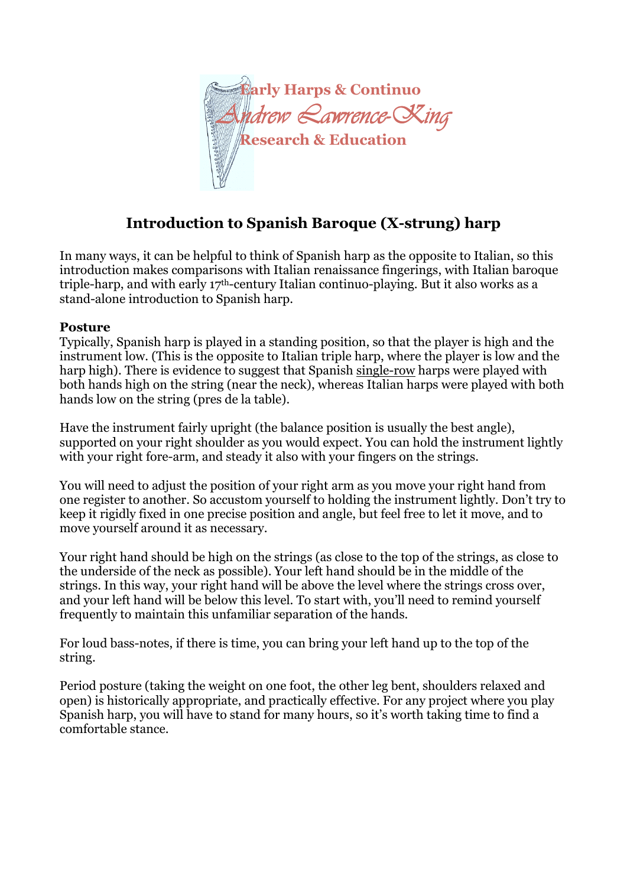Early Harps & Continuo
*Andrew Lawrence-King*
Research & Education

# Introduction to Spanish Baroque (X-strung) harp

In many ways, it can be helpful to think of Spanish harp as the opposite to Italian, so this introduction makes comparisons with Italian renaissance fingerings, with Italian baroque triple-harp, and with early 17th-century Italian continuo-playing. But it also works as a stand-alone introduction to Spanish harp.

**Posture**

Typically, Spanish harp is played in a standing position, so that the player is high and the instrument low. (This is the opposite to Italian triple harp, where the player is low and the harp high). There is evidence to suggest that Spanish single-row harps were played with both hands high on the string (near the neck), whereas Italian harps were played with both hands low on the string (pres de la table).

Have the instrument fairly upright (the balance position is usually the best angle), supported on your right shoulder as you would expect. You can hold the instrument lightly with your right fore-arm, and steady it also with your fingers on the strings.

You will need to adjust the position of your right arm as you move your right hand from one register to another. So accustom yourself to holding the instrument lightly. Don't try to keep it rigidly fixed in one precise position and angle, but feel free to let it move, and to move yourself around it as necessary.

Your right hand should be high on the strings (as close to the top of the strings, as close to the underside of the neck as possible). Your left hand should be in the middle of the strings. In this way, your right hand will be above the level where the strings cross over, and your left hand will be below this level. To start with, you'll need to remind yourself frequently to maintain this unfamiliar separation of the hands.

For loud bass-notes, if there is time, you can bring your left hand up to the top of the string.

Period posture (taking the weight on one foot, the other leg bent, shoulders relaxed and open) is historically appropriate, and practically effective. For any project where you play Spanish harp, you will have to stand for many hours, so it's worth taking time to find a comfortable stance.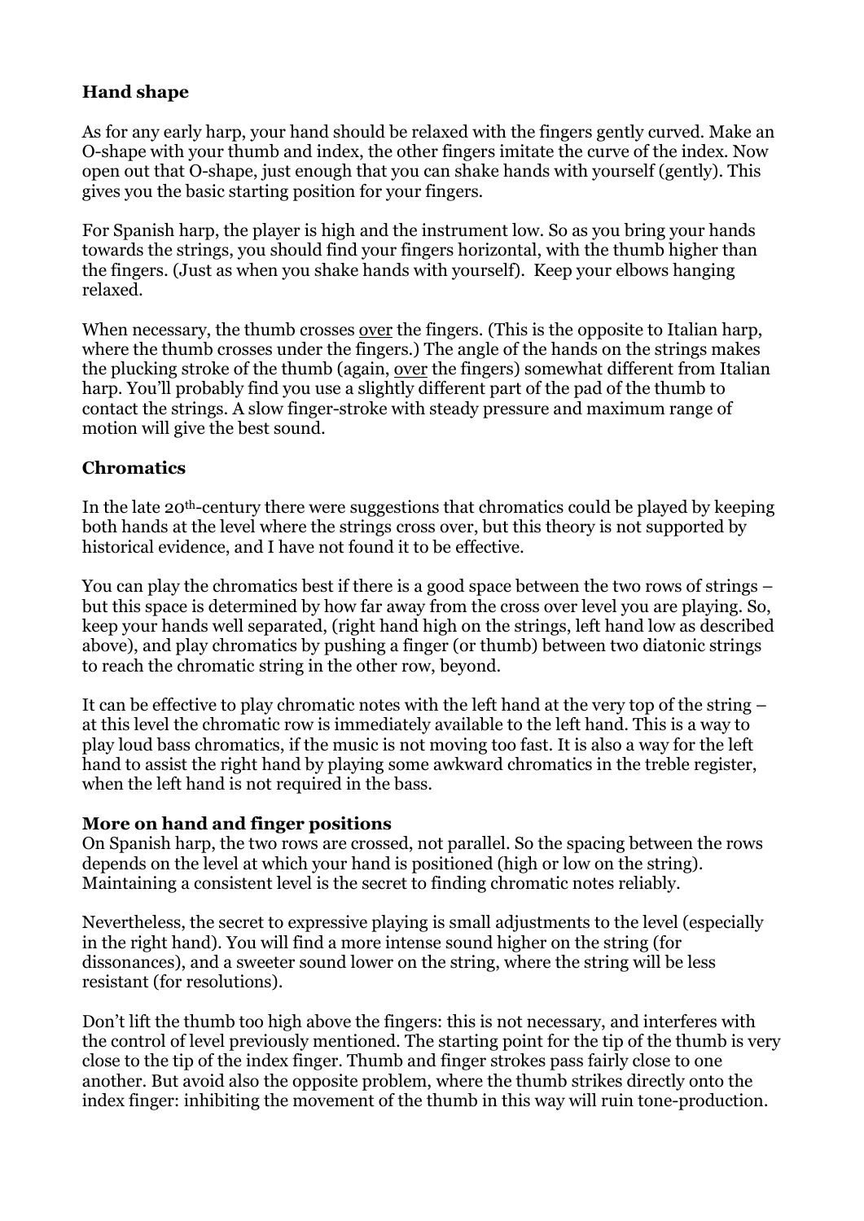### Hand shape

As for any early harp, your hand should be relaxed with the fingers gently curved. Make an O-shape with your thumb and index, the other fingers imitate the curve of the index. Now open out that O-shape, just enough that you can shake hands with yourself (gently). This gives you the basic starting position for your fingers.

For Spanish harp, the player is high and the instrument low. So as you bring your hands towards the strings, you should find your fingers horizontal, with the thumb higher than the fingers. (Just as when you shake hands with yourself). Keep your elbows hanging relaxed.

When necessary, the thumb crosses <u>over</u> the fingers. (This is the opposite to Italian harp, where the thumb crosses under the fingers.) The angle of the hands on the strings makes the plucking stroke of the thumb (again, <u>over</u> the fingers) somewhat different from Italian harp. You'll probably find you use a slightly different part of the pad of the thumb to contact the strings. A slow finger-stroke with steady pressure and maximum range of motion will give the best sound.

### Chromatics

In the late 20th-century there were suggestions that chromatics could be played by keeping both hands at the level where the strings cross over, but this theory is not supported by historical evidence, and I have not found it to be effective.

You can play the chromatics best if there is a good space between the two rows of strings – but this space is determined by how far away from the cross over level you are playing. So, keep your hands well separated, (right hand high on the strings, left hand low as described above), and play chromatics by pushing a finger (or thumb) between two diatonic strings to reach the chromatic string in the other row, beyond.

It can be effective to play chromatic notes with the left hand at the very top of the string – at this level the chromatic row is immediately available to the left hand. This is a way to play loud bass chromatics, if the music is not moving too fast. It is also a way for the left hand to assist the right hand by playing some awkward chromatics in the treble register, when the left hand is not required in the bass.

### More on hand and finger positions

On Spanish harp, the two rows are crossed, not parallel. So the spacing between the rows depends on the level at which your hand is positioned (high or low on the string). Maintaining a consistent level is the secret to finding chromatic notes reliably.

Nevertheless, the secret to expressive playing is small adjustments to the level (especially in the right hand). You will find a more intense sound higher on the string (for dissonances), and a sweeter sound lower on the string, where the string will be less resistant (for resolutions).

Don't lift the thumb too high above the fingers: this is not necessary, and interferes with the control of level previously mentioned. The starting point for the tip of the thumb is very close to the tip of the index finger. Thumb and finger strokes pass fairly close to one another. But avoid also the opposite problem, where the thumb strikes directly onto the index finger: inhibiting the movement of the thumb in this way will ruin tone-production.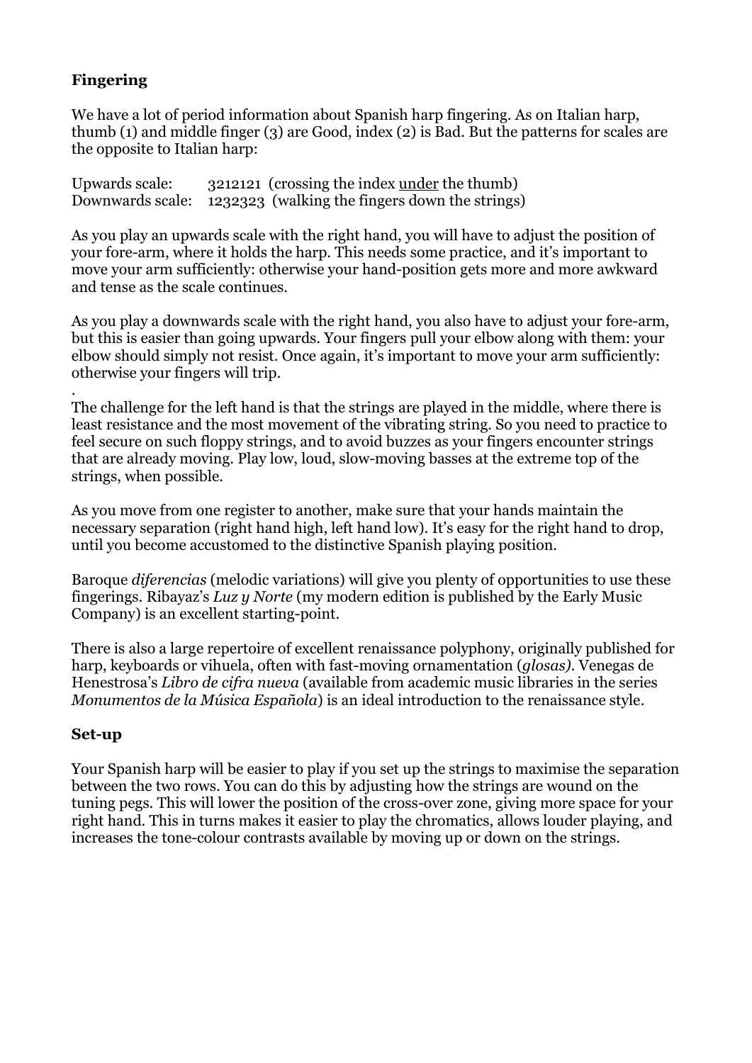## Fingering

We have a lot of period information about Spanish harp fingering. As on Italian harp, thumb (1) and middle finger (3) are Good, index (2) is Bad. But the patterns for scales are the opposite to Italian harp:

Upwards scale: 3212121 (crossing the index <u>under</u> the thumb)
Downwards scale: 1232323 (walking the fingers down the strings)

As you play an upwards scale with the right hand, you will have to adjust the position of your fore-arm, where it holds the harp. This needs some practice, and it's important to move your arm sufficiently: otherwise your hand-position gets more and more awkward and tense as the scale continues.

As you play a downwards scale with the right hand, you also have to adjust your fore-arm, but this is easier than going upwards. Your fingers pull your elbow along with them: your elbow should simply not resist. Once again, it's important to move your arm sufficiently: otherwise your fingers will trip.

.
The challenge for the left hand is that the strings are played in the middle, where there is least resistance and the most movement of the vibrating string. So you need to practice to feel secure on such floppy strings, and to avoid buzzes as your fingers encounter strings that are already moving. Play low, loud, slow-moving basses at the extreme top of the strings, when possible.

As you move from one register to another, make sure that your hands maintain the necessary separation (right hand high, left hand low). It's easy for the right hand to drop, until you become accustomed to the distinctive Spanish playing position.

Baroque *diferencias* (melodic variations) will give you plenty of opportunities to use these fingerings. Ribayaz's *Luz y Norte* (my modern edition is published by the Early Music Company) is an excellent starting-point.

There is also a large repertoire of excellent renaissance polyphony, originally published for harp, keyboards or vihuela, often with fast-moving ornamentation (*glosas)*. Venegas de Henestrosa's *Libro de cifra nueva* (available from academic music libraries in the series *Monumentos de la Música Española*) is an ideal introduction to the renaissance style.

## Set-up

Your Spanish harp will be easier to play if you set up the strings to maximise the separation between the two rows. You can do this by adjusting how the strings are wound on the tuning pegs. This will lower the position of the cross-over zone, giving more space for your right hand. This in turns makes it easier to play the chromatics, allows louder playing, and increases the tone-colour contrasts available by moving up or down on the strings.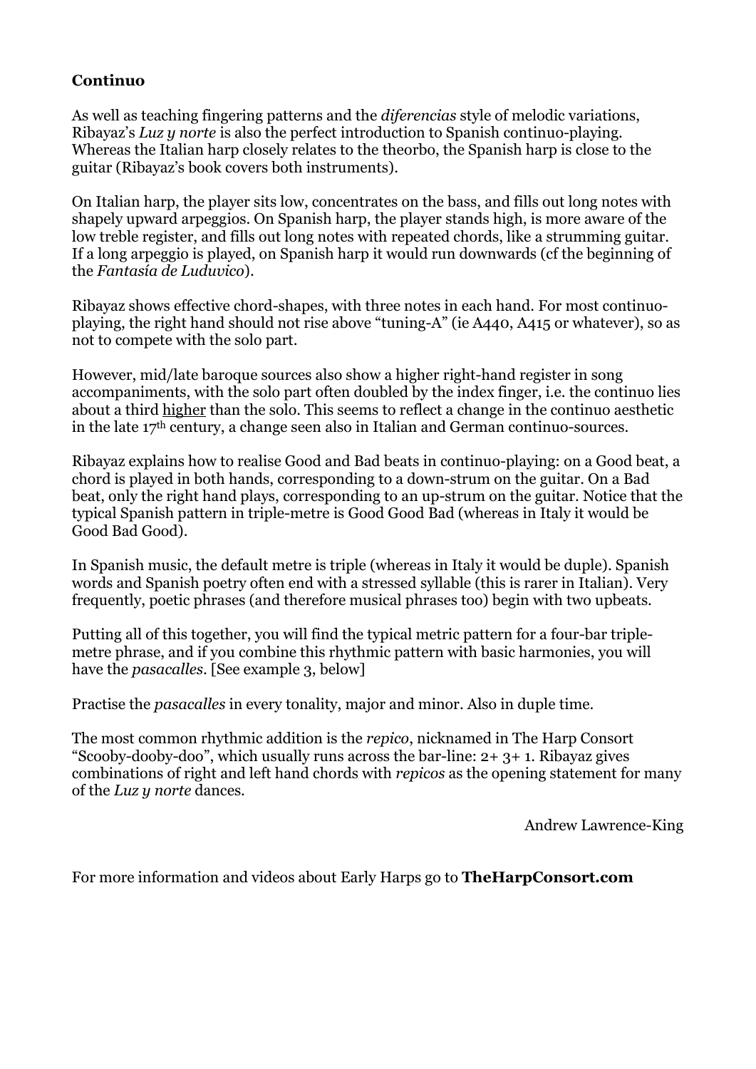**Continuo**

As well as teaching fingering patterns and the *diferencias* style of melodic variations, Ribayaz's *Luz y norte* is also the perfect introduction to Spanish continuo-playing. Whereas the Italian harp closely relates to the theorbo, the Spanish harp is close to the guitar (Ribayaz's book covers both instruments).

On Italian harp, the player sits low, concentrates on the bass, and fills out long notes with shapely upward arpeggios. On Spanish harp, the player stands high, is more aware of the low treble register, and fills out long notes with repeated chords, like a strumming guitar. If a long arpeggio is played, on Spanish harp it would run downwards (cf the beginning of the *Fantasía de Luduvico*).

Ribayaz shows effective chord-shapes, with three notes in each hand. For most continuo-playing, the right hand should not rise above "tuning-A" (ie A440, A415 or whatever), so as not to compete with the solo part.

However, mid/late baroque sources also show a higher right-hand register in song accompaniments, with the solo part often doubled by the index finger, i.e. the continuo lies about a third <u>higher</u> than the solo. This seems to reflect a change in the continuo aesthetic in the late 17th century, a change seen also in Italian and German continuo-sources.

Ribayaz explains how to realise Good and Bad beats in continuo-playing: on a Good beat, a chord is played in both hands, corresponding to a down-strum on the guitar. On a Bad beat, only the right hand plays, corresponding to an up-strum on the guitar. Notice that the typical Spanish pattern in triple-metre is Good Good Bad (whereas in Italy it would be Good Bad Good).

In Spanish music, the default metre is triple (whereas in Italy it would be duple). Spanish words and Spanish poetry often end with a stressed syllable (this is rarer in Italian). Very frequently, poetic phrases (and therefore musical phrases too) begin with two upbeats.

Putting all of this together, you will find the typical metric pattern for a four-bar triple-metre phrase, and if you combine this rhythmic pattern with basic harmonies, you will have the *pasacalles*. [See example 3, below]

Practise the *pasacalles* in every tonality, major and minor. Also in duple time.

The most common rhythmic addition is the *repico*, nicknamed in The Harp Consort "Scooby-dooby-doo", which usually runs across the bar-line: 2+ 3+ 1. Ribayaz gives combinations of right and left hand chords with *repicos* as the opening statement for many of the *Luz y norte* dances.

Andrew Lawrence-King

For more information and videos about Early Harps go to **TheHarpConsort.com**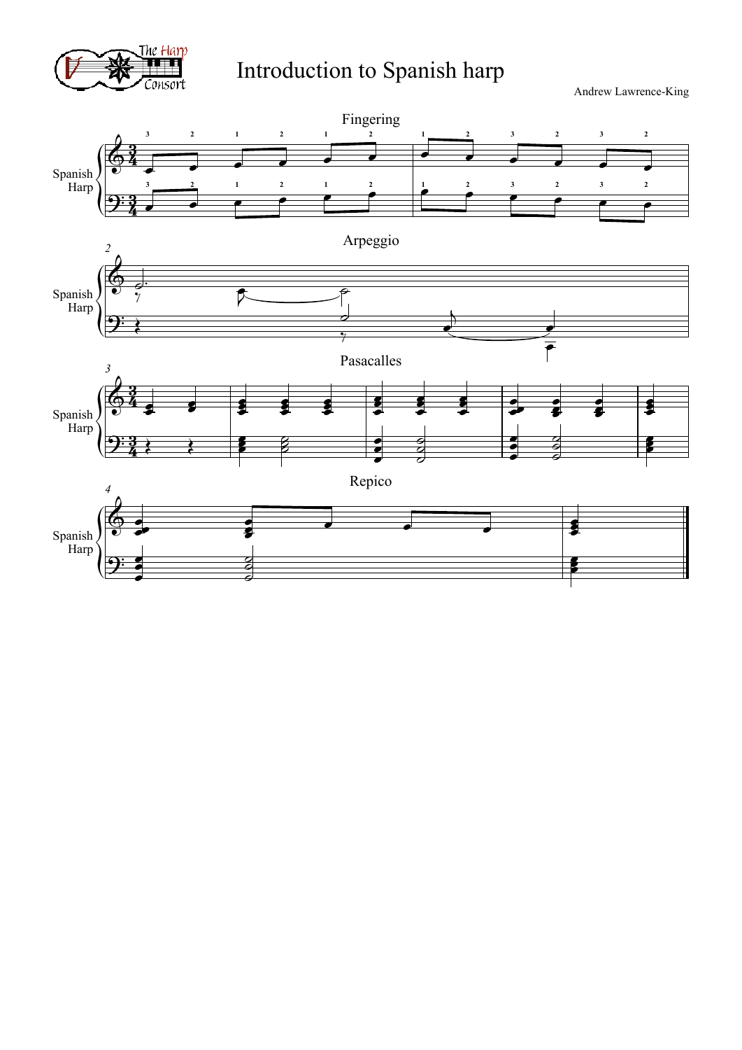# Introduction to Spanish harp

Andrew Lawrence-King

Fingering

Arpeggio

Pasacalles

Repico